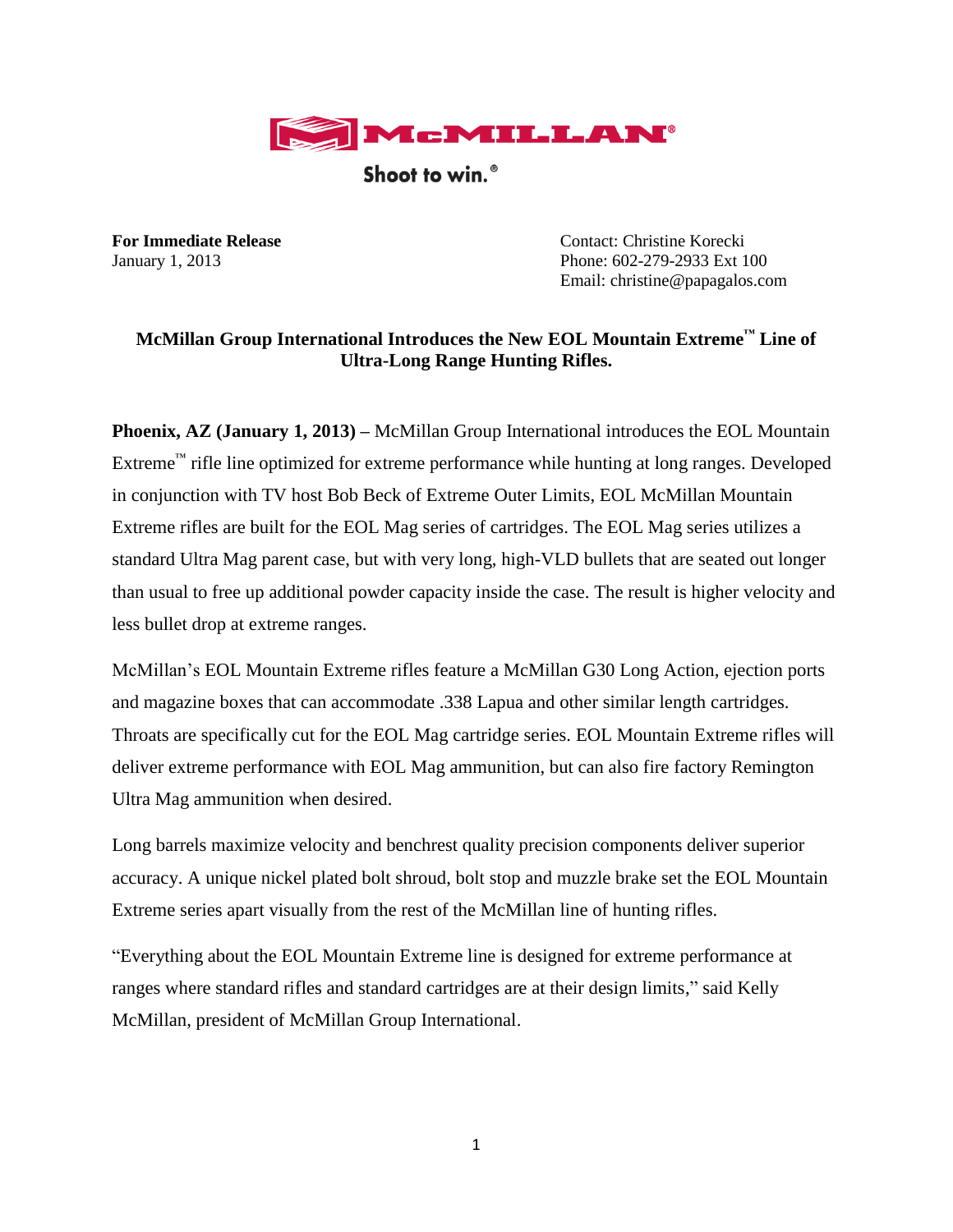**McMILLAN®**

**Shoot to win.®**

**For Immediate Release**
January 1, 2013

Contact: Christine Korecki
Phone: 602-279-2933 Ext 100
Email: christine@papagalos.com

**McMillan Group International Introduces the New EOL Mountain Extreme™ Line of Ultra-Long Range Hunting Rifles.**

**Phoenix, AZ (January 1, 2013) –** McMillan Group International introduces the EOL Mountain Extreme™ rifle line optimized for extreme performance while hunting at long ranges. Developed in conjunction with TV host Bob Beck of Extreme Outer Limits, EOL McMillan Mountain Extreme rifles are built for the EOL Mag series of cartridges. The EOL Mag series utilizes a standard Ultra Mag parent case, but with very long, high-VLD bullets that are seated out longer than usual to free up additional powder capacity inside the case. The result is higher velocity and less bullet drop at extreme ranges.

McMillan's EOL Mountain Extreme rifles feature a McMillan G30 Long Action, ejection ports and magazine boxes that can accommodate .338 Lapua and other similar length cartridges. Throats are specifically cut for the EOL Mag cartridge series. EOL Mountain Extreme rifles will deliver extreme performance with EOL Mag ammunition, but can also fire factory Remington Ultra Mag ammunition when desired.

Long barrels maximize velocity and benchrest quality precision components deliver superior accuracy. A unique nickel plated bolt shroud, bolt stop and muzzle brake set the EOL Mountain Extreme series apart visually from the rest of the McMillan line of hunting rifles.

"Everything about the EOL Mountain Extreme line is designed for extreme performance at ranges where standard rifles and standard cartridges are at their design limits," said Kelly McMillan, president of McMillan Group International.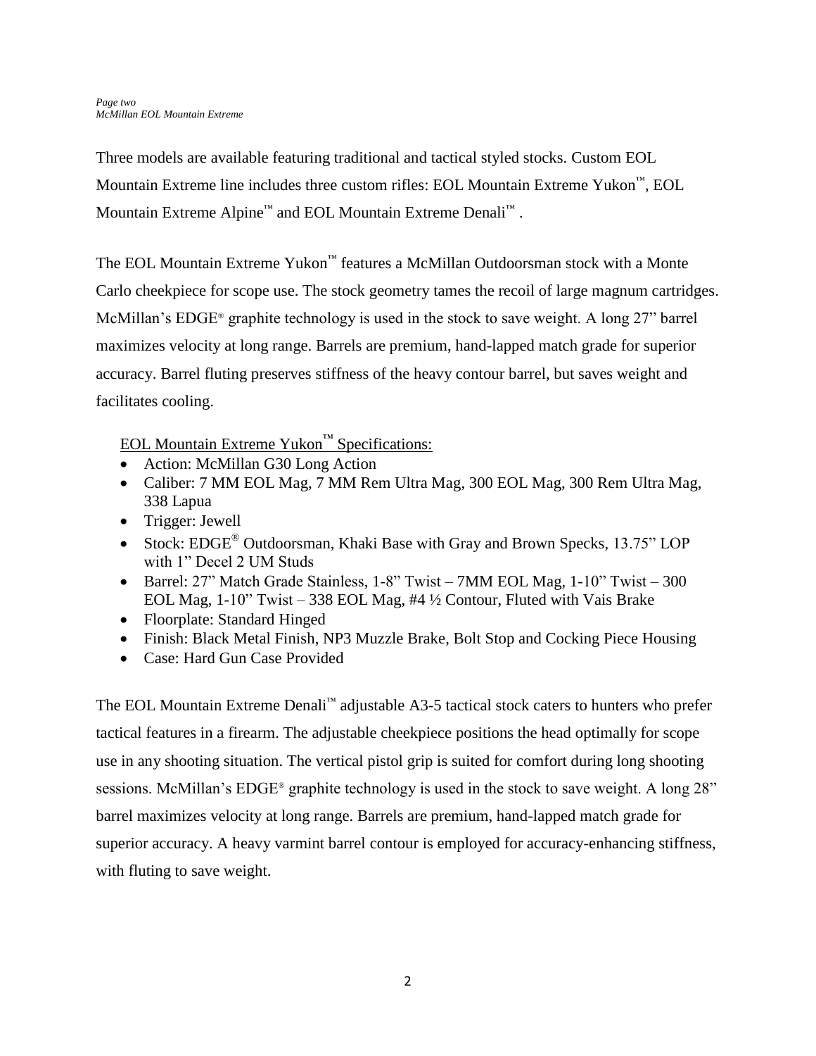Three models are available featuring traditional and tactical styled stocks. Custom EOL Mountain Extreme line includes three custom rifles: EOL Mountain Extreme Yukon™, EOL Mountain Extreme Alpine™ and EOL Mountain Extreme Denali™ .

The EOL Mountain Extreme Yukon™ features a McMillan Outdoorsman stock with a Monte Carlo cheekpiece for scope use. The stock geometry tames the recoil of large magnum cartridges. McMillan's EDGE® graphite technology is used in the stock to save weight. A long 27" barrel maximizes velocity at long range. Barrels are premium, hand-lapped match grade for superior accuracy. Barrel fluting preserves stiffness of the heavy contour barrel, but saves weight and facilitates cooling.

EOL Mountain Extreme Yukon™ Specifications:

- Action: McMillan G30 Long Action
- Caliber: 7 MM EOL Mag, 7 MM Rem Ultra Mag, 300 EOL Mag, 300 Rem Ultra Mag, 338 Lapua
- Trigger: Jewell
- Stock: EDGE® Outdoorsman, Khaki Base with Gray and Brown Specks, 13.75" LOP with 1" Decel 2 UM Studs
- Barrel: 27" Match Grade Stainless, 1-8" Twist – 7MM EOL Mag, 1-10" Twist – 300 EOL Mag, 1-10" Twist – 338 EOL Mag, #4 ½ Contour, Fluted with Vais Brake
- Floorplate: Standard Hinged
- Finish: Black Metal Finish, NP3 Muzzle Brake, Bolt Stop and Cocking Piece Housing
- Case: Hard Gun Case Provided

The EOL Mountain Extreme Denali™ adjustable A3-5 tactical stock caters to hunters who prefer tactical features in a firearm. The adjustable cheekpiece positions the head optimally for scope use in any shooting situation. The vertical pistol grip is suited for comfort during long shooting sessions. McMillan's EDGE® graphite technology is used in the stock to save weight. A long 28" barrel maximizes velocity at long range. Barrels are premium, hand-lapped match grade for superior accuracy. A heavy varmint barrel contour is employed for accuracy-enhancing stiffness, with fluting to save weight.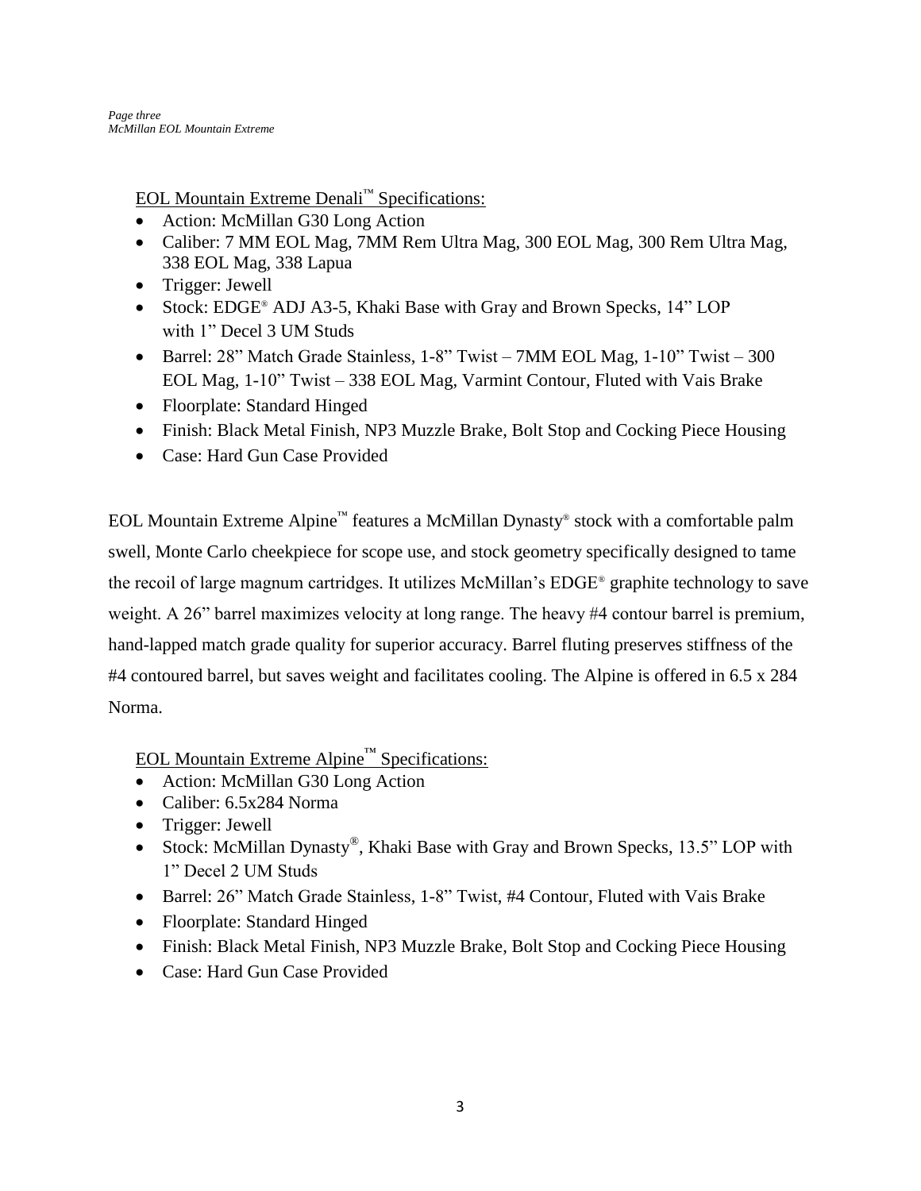EOL Mountain Extreme Denali™ Specifications:

- Action: McMillan G30 Long Action
- Caliber: 7 MM EOL Mag, 7MM Rem Ultra Mag, 300 EOL Mag, 300 Rem Ultra Mag, 338 EOL Mag, 338 Lapua
- Trigger: Jewell
- Stock: EDGE® ADJ A3-5, Khaki Base with Gray and Brown Specks, 14" LOP with 1" Decel 3 UM Studs
- Barrel: 28" Match Grade Stainless, 1-8" Twist – 7MM EOL Mag, 1-10" Twist – 300 EOL Mag, 1-10" Twist – 338 EOL Mag, Varmint Contour, Fluted with Vais Brake
- Floorplate: Standard Hinged
- Finish: Black Metal Finish, NP3 Muzzle Brake, Bolt Stop and Cocking Piece Housing
- Case: Hard Gun Case Provided

EOL Mountain Extreme Alpine™ features a McMillan Dynasty® stock with a comfortable palm swell, Monte Carlo cheekpiece for scope use, and stock geometry specifically designed to tame the recoil of large magnum cartridges. It utilizes McMillan's EDGE® graphite technology to save weight. A 26" barrel maximizes velocity at long range. The heavy #4 contour barrel is premium, hand-lapped match grade quality for superior accuracy. Barrel fluting preserves stiffness of the #4 contoured barrel, but saves weight and facilitates cooling. The Alpine is offered in 6.5 x 284 Norma.

EOL Mountain Extreme Alpine™ Specifications:

- Action: McMillan G30 Long Action
- Caliber: 6.5x284 Norma
- Trigger: Jewell
- Stock: McMillan Dynasty®, Khaki Base with Gray and Brown Specks, 13.5" LOP with 1" Decel 2 UM Studs
- Barrel: 26" Match Grade Stainless, 1-8" Twist, #4 Contour, Fluted with Vais Brake
- Floorplate: Standard Hinged
- Finish: Black Metal Finish, NP3 Muzzle Brake, Bolt Stop and Cocking Piece Housing
- Case: Hard Gun Case Provided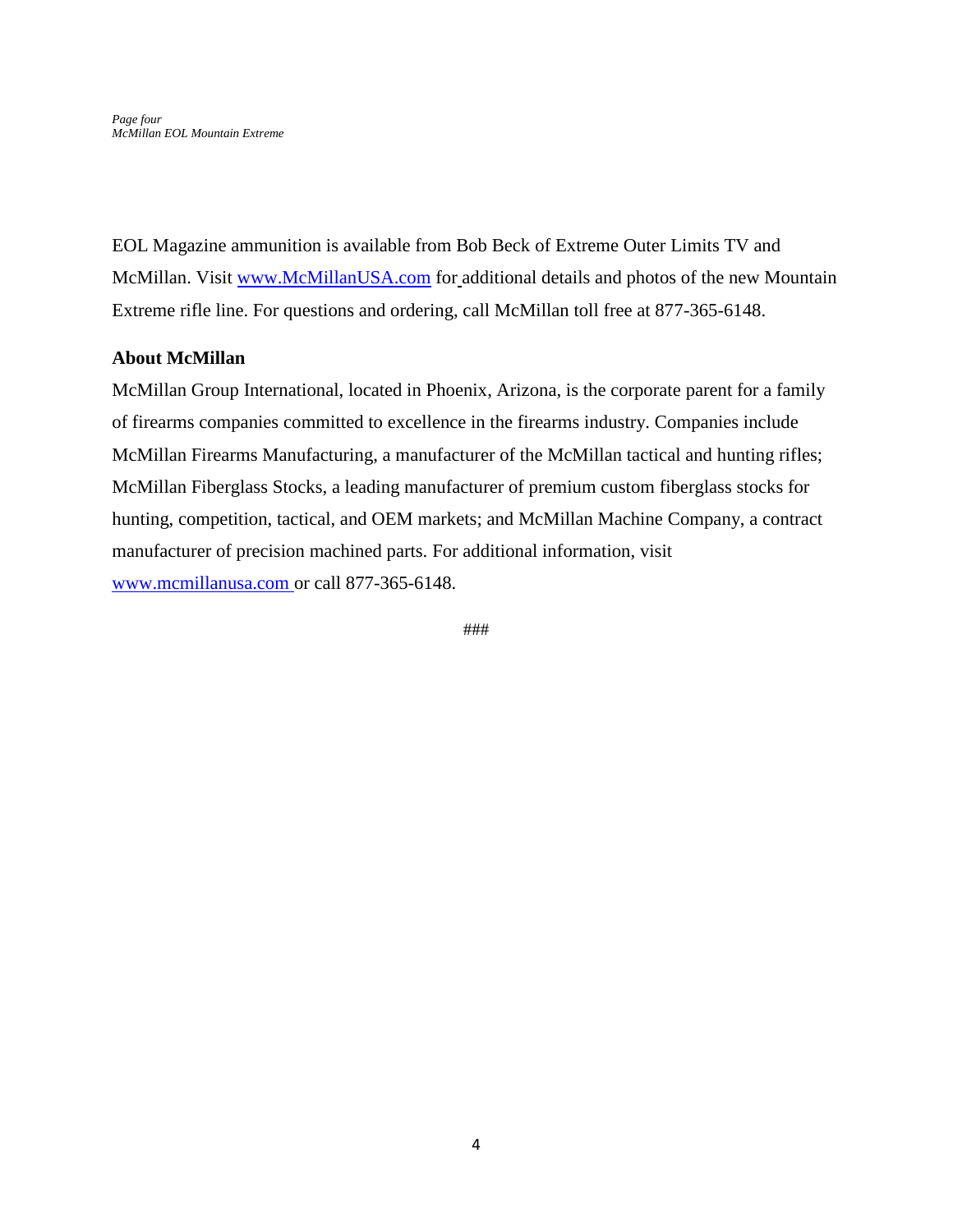EOL Magazine ammunition is available from Bob Beck of Extreme Outer Limits TV and McMillan. Visit www.McMillanUSA.com for additional details and photos of the new Mountain Extreme rifle line. For questions and ordering, call McMillan toll free at 877-365-6148.

**About McMillan**

McMillan Group International, located in Phoenix, Arizona, is the corporate parent for a family of firearms companies committed to excellence in the firearms industry. Companies include McMillan Firearms Manufacturing, a manufacturer of the McMillan tactical and hunting rifles; McMillan Fiberglass Stocks, a leading manufacturer of premium custom fiberglass stocks for hunting, competition, tactical, and OEM markets; and McMillan Machine Company, a contract manufacturer of precision machined parts. For additional information, visit www.mcmillanusa.com or call 877-365-6148.

###